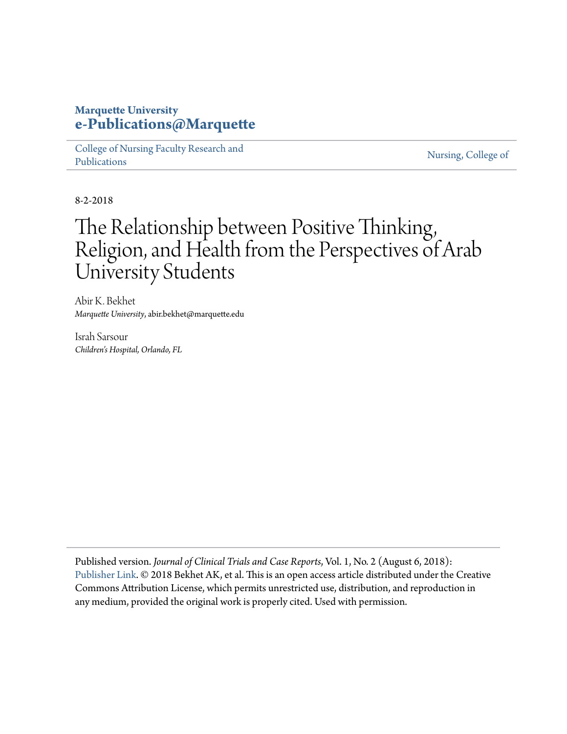**Marquette University**
**e-Publications@Marquette**

College of Nursing Faculty Research and Publications | Nursing, College of

8-2-2018

# The Relationship between Positive Thinking, Religion, and Health from the Perspectives of Arab University Students

Abir K. Bekhet
*Marquette University*, abir.bekhet@marquette.edu

Israh Sarsour
*Children's Hospital, Orlando, FL*

Published version. *Journal of Clinical Trials and Case Reports*, Vol. 1, No. 2 (August 6, 2018): Publisher Link. © 2018 Bekhet AK, et al. This is an open access article distributed under the Creative Commons Attribution License, which permits unrestricted use, distribution, and reproduction in any medium, provided the original work is properly cited. Used with permission.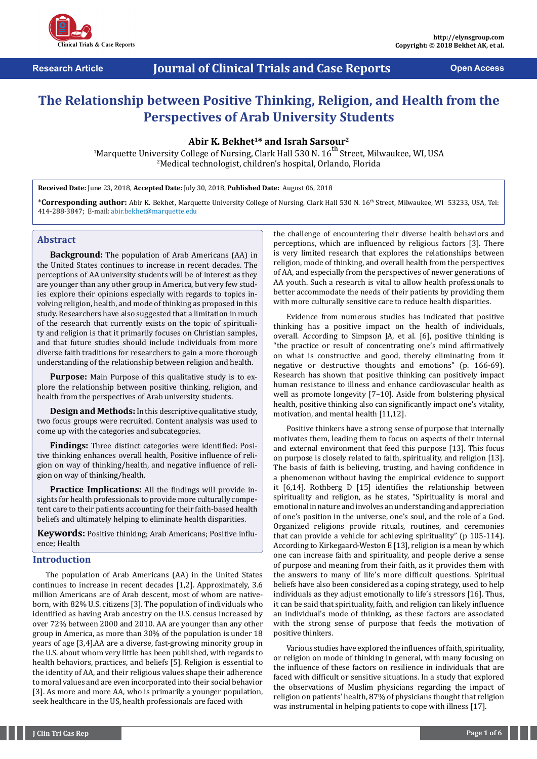# The Relationship between Positive Thinking, Religion, and Health from the Perspectives of Arab University Students

**Abir K. Bekhet[1]* and Israh Sarsour[2]**

[1]Marquette University College of Nursing, Clark Hall 530 N. 16th Street, Milwaukee, WI, USA
[2]Medical technologist, children's hospital, Orlando, Florida

**Received Date:** June 23, 2018, **Accepted Date:** July 30, 2018, **Published Date:** August 06, 2018

***Corresponding author:** Abir K. Bekhet, Marquette University College of Nursing, Clark Hall 530 N. 16th Street, Milwaukee, WI 53233, USA, Tel: 414-288-3847; E-mail: abir.bekhet@marquette.edu

## Abstract

**Background:** The population of Arab Americans (AA) in the United States continues to increase in recent decades. The perceptions of AA university students will be of interest as they are younger than any other group in America, but very few studies explore their opinions especially with regards to topics involving religion, health, and mode of thinking as proposed in this study. Researchers have also suggested that a limitation in much of the research that currently exists on the topic of spirituality and religion is that it primarily focuses on Christian samples, and that future studies should include individuals from more diverse faith traditions for researchers to gain a more thorough understanding of the relationship between religion and health.

**Purpose:** Main Purpose of this qualitative study is to explore the relationship between positive thinking, religion, and health from the perspectives of Arab university students.

**Design and Methods:** In this descriptive qualitative study, two focus groups were recruited. Content analysis was used to come up with the categories and subcategories.

**Findings:** Three distinct categories were identified: Positive thinking enhances overall health, Positive influence of religion on way of thinking/health, and negative influence of religion on way of thinking/health.

**Practice Implications:** All the findings will provide insights for health professionals to provide more culturally competent care to their patients accounting for their faith-based health beliefs and ultimately helping to eliminate health disparities.

**Keywords:** Positive thinking; Arab Americans; Positive influence; Health

## Introduction

The population of Arab Americans (AA) in the United States continues to increase in recent decades [1,2]. Approximately, 3.6 million Americans are of Arab descent, most of whom are native-born, with 82% U.S. citizens [3]. The population of individuals who identified as having Arab ancestry on the U.S. census increased by over 72% between 2000 and 2010. AA are younger than any other group in America, as more than 30% of the population is under 18 years of age [3,4].AA are a diverse, fast-growing minority group in the U.S. about whom very little has been published, with regards to health behaviors, practices, and beliefs [5]. Religion is essential to the identity of AA, and their religious values shape their adherence to moral values and are even incorporated into their social behavior [3]. As more and more AA, who is primarily a younger population, seek healthcare in the US, health professionals are faced with the challenge of encountering their diverse health behaviors and perceptions, which are influenced by religious factors [3]. There is very limited research that explores the relationships between religion, mode of thinking, and overall health from the perspectives of AA, and especially from the perspectives of newer generations of AA youth. Such a research is vital to allow health professionals to better accommodate the needs of their patients by providing them with more culturally sensitive care to reduce health disparities.

Evidence from numerous studies has indicated that positive thinking has a positive impact on the health of individuals, overall. According to Simpson JA, et al. [6], positive thinking is "the practice or result of concentrating one's mind affirmatively on what is constructive and good, thereby eliminating from it negative or destructive thoughts and emotions" (p. 166-69). Research has shown that positive thinking can positively impact human resistance to illness and enhance cardiovascular health as well as promote longevity [7–10]. Aside from bolstering physical health, positive thinking also can significantly impact one's vitality, motivation, and mental health [11,12].

Positive thinkers have a strong sense of purpose that internally motivates them, leading them to focus on aspects of their internal and external environment that feed this purpose [13]. This focus on purpose is closely related to faith, spirituality, and religion [13]. The basis of faith is believing, trusting, and having confidence in a phenomenon without having the empirical evidence to support it [6,14]. Rothberg D [15] identifies the relationship between spirituality and religion, as he states, "Spirituality is moral and emotional in nature and involves an understanding and appreciation of one's position in the universe, one's soul, and the role of a God. Organized religions provide rituals, routines, and ceremonies that can provide a vehicle for achieving spirituality" (p 105-114). According to Kirkegaard-Weston E [13], religion is a mean by which one can increase faith and spirituality, and people derive a sense of purpose and meaning from their faith, as it provides them with the answers to many of life's more difficult questions. Spiritual beliefs have also been considered as a coping strategy, used to help individuals as they adjust emotionally to life's stressors [16]. Thus, it can be said that spirituality, faith, and religion can likely influence an individual's mode of thinking, as these factors are associated with the strong sense of purpose that feeds the motivation of positive thinkers.

Various studies have explored the influences of faith, spirituality, or religion on mode of thinking in general, with many focusing on the influence of these factors on resilience in individuals that are faced with difficult or sensitive situations. In a study that explored the observations of Muslim physicians regarding the impact of religion on patients' health, 87% of physicians thought that religion was instrumental in helping patients to cope with illness [17].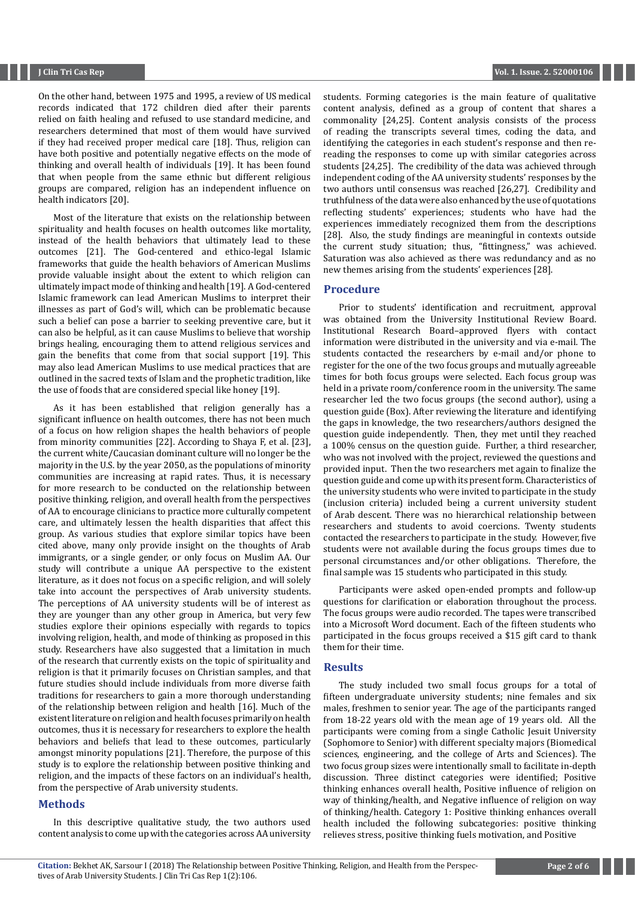On the other hand, between 1975 and 1995, a review of US medical records indicated that 172 children died after their parents relied on faith healing and refused to use standard medicine, and researchers determined that most of them would have survived if they had received proper medical care [18]. Thus, religion can have both positive and potentially negative effects on the mode of thinking and overall health of individuals [19]. It has been found that when people from the same ethnic but different religious groups are compared, religion has an independent influence on health indicators [20].

Most of the literature that exists on the relationship between spirituality and health focuses on health outcomes like mortality, instead of the health behaviors that ultimately lead to these outcomes [21]. The God-centered and ethico-legal Islamic frameworks that guide the health behaviors of American Muslims provide valuable insight about the extent to which religion can ultimately impact mode of thinking and health [19]. A God-centered Islamic framework can lead American Muslims to interpret their illnesses as part of God's will, which can be problematic because such a belief can pose a barrier to seeking preventive care, but it can also be helpful, as it can cause Muslims to believe that worship brings healing, encouraging them to attend religious services and gain the benefits that come from that social support [19]. This may also lead American Muslims to use medical practices that are outlined in the sacred texts of Islam and the prophetic tradition, like the use of foods that are considered special like honey [19].

As it has been established that religion generally has a significant influence on health outcomes, there has not been much of a focus on how religion shapes the health behaviors of people from minority communities [22]. According to Shaya F, et al. [23], the current white/Caucasian dominant culture will no longer be the majority in the U.S. by the year 2050, as the populations of minority communities are increasing at rapid rates. Thus, it is necessary for more research to be conducted on the relationship between positive thinking, religion, and overall health from the perspectives of AA to encourage clinicians to practice more culturally competent care, and ultimately lessen the health disparities that affect this group. As various studies that explore similar topics have been cited above, many only provide insight on the thoughts of Arab immigrants, or a single gender, or only focus on Muslim AA. Our study will contribute a unique AA perspective to the existent literature, as it does not focus on a specific religion, and will solely take into account the perspectives of Arab university students. The perceptions of AA university students will be of interest as they are younger than any other group in America, but very few studies explore their opinions especially with regards to topics involving religion, health, and mode of thinking as proposed in this study. Researchers have also suggested that a limitation in much of the research that currently exists on the topic of spirituality and religion is that it primarily focuses on Christian samples, and that future studies should include individuals from more diverse faith traditions for researchers to gain a more thorough understanding of the relationship between religion and health [16]. Much of the existent literature on religion and health focuses primarily on health outcomes, thus it is necessary for researchers to explore the health behaviors and beliefs that lead to these outcomes, particularly amongst minority populations [21]. Therefore, the purpose of this study is to explore the relationship between positive thinking and religion, and the impacts of these factors on an individual's health, from the perspective of Arab university students.

## Methods

In this descriptive qualitative study, the two authors used content analysis to come up with the categories across AA university students. Forming categories is the main feature of qualitative content analysis, defined as a group of content that shares a commonality [24,25]. Content analysis consists of the process of reading the transcripts several times, coding the data, and identifying the categories in each student's response and then re-reading the responses to come up with similar categories across students [24,25]. The credibility of the data was achieved through independent coding of the AA university students' responses by the two authors until consensus was reached [26,27]. Credibility and truthfulness of the data were also enhanced by the use of quotations reflecting students' experiences; students who have had the experiences immediately recognized them from the descriptions [28]. Also, the study findings are meaningful in contexts outside the current study situation; thus, "fittingness," was achieved. Saturation was also achieved as there was redundancy and as no new themes arising from the students' experiences [28].

## Procedure

Prior to students' identification and recruitment, approval was obtained from the University Institutional Review Board. Institutional Research Board–approved flyers with contact information were distributed in the university and via e-mail. The students contacted the researchers by e-mail and/or phone to register for the one of the two focus groups and mutually agreeable times for both focus groups were selected. Each focus group was held in a private room/conference room in the university. The same researcher led the two focus groups (the second author), using a question guide (Box). After reviewing the literature and identifying the gaps in knowledge, the two researchers/authors designed the question guide independently. Then, they met until they reached a 100% census on the question guide. Further, a third researcher, who was not involved with the project, reviewed the questions and provided input. Then the two researchers met again to finalize the question guide and come up with its present form. Characteristics of the university students who were invited to participate in the study (inclusion criteria) included being a current university student of Arab descent. There was no hierarchical relationship between researchers and students to avoid coercions. Twenty students contacted the researchers to participate in the study. However, five students were not available during the focus groups times due to personal circumstances and/or other obligations. Therefore, the final sample was 15 students who participated in this study.

Participants were asked open-ended prompts and follow-up questions for clarification or elaboration throughout the process. The focus groups were audio recorded. The tapes were transcribed into a Microsoft Word document. Each of the fifteen students who participated in the focus groups received a $15 gift card to thank them for their time.

## Results

The study included two small focus groups for a total of fifteen undergraduate university students; nine females and six males, freshmen to senior year. The age of the participants ranged from 18-22 years old with the mean age of 19 years old. All the participants were coming from a single Catholic Jesuit University (Sophomore to Senior) with different specialty majors (Biomedical sciences, engineering, and the college of Arts and Sciences). The two focus group sizes were intentionally small to facilitate in-depth discussion. Three distinct categories were identified; Positive thinking enhances overall health, Positive influence of religion on way of thinking/health, and Negative influence of religion on way of thinking/health. Category 1: Positive thinking enhances overall health included the following subcategories: positive thinking relieves stress, positive thinking fuels motivation, and Positive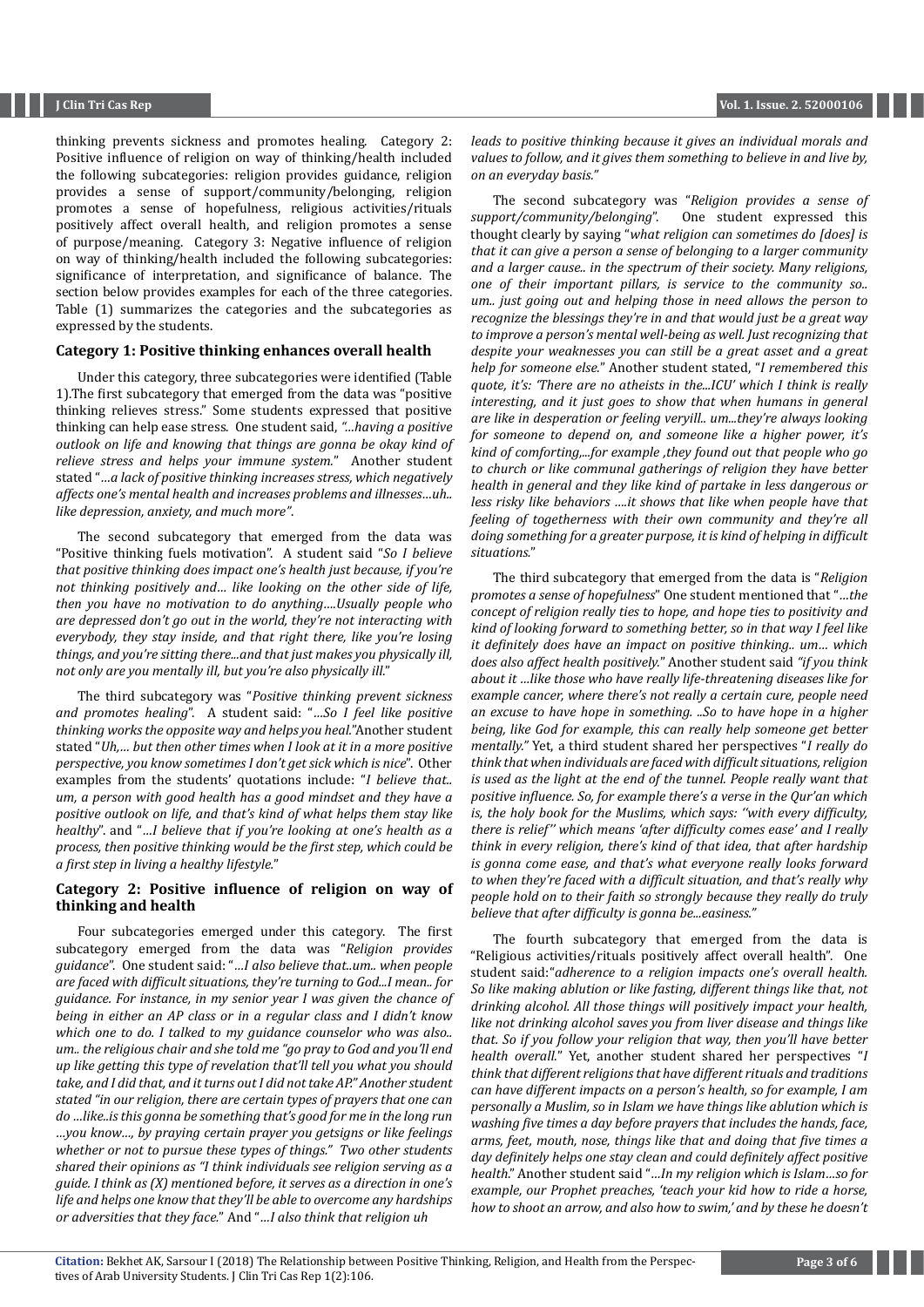thinking prevents sickness and promotes healing. Category 2: Positive influence of religion on way of thinking/health included the following subcategories: religion provides guidance, religion provides a sense of support/community/belonging, religion promotes a sense of hopefulness, religious activities/rituals positively affect overall health, and religion promotes a sense of purpose/meaning. Category 3: Negative influence of religion on way of thinking/health included the following subcategories: significance of interpretation, and significance of balance. The section below provides examples for each of the three categories. Table (1) summarizes the categories and the subcategories as expressed by the students.

### Category 1: Positive thinking enhances overall health

Under this category, three subcategories were identified (Table 1).The first subcategory that emerged from the data was "positive thinking relieves stress." Some students expressed that positive thinking can help ease stress. One student said, *"...having a positive outlook on life and knowing that things are gonna be okay kind of relieve stress and helps your immune system."* Another student stated "*...a lack of positive thinking increases stress, which negatively affects one's mental health and increases problems and illnesses…uh.. like depression, anxiety, and much more*".

The second subcategory that emerged from the data was "Positive thinking fuels motivation". A student said "*So I believe that positive thinking does impact one's health just because, if you're not thinking positively and… like looking on the other side of life, then you have no motivation to do anything….Usually people who are depressed don't go out in the world, they're not interacting with everybody, they stay inside, and that right there, like you're losing things, and you're sitting there...and that just makes you physically ill, not only are you mentally ill, but you're also physically ill.*"

The third subcategory was "*Positive thinking prevent sickness and promotes healing*". A student said: "*...So I feel like positive thinking works the opposite way and helps you heal.*"Another student stated "*Uh,… but then other times when I look at it in a more positive perspective, you know sometimes I don't get sick which is nice*". Other examples from the students' quotations include: "*I believe that.. um, a person with good health has a good mindset and they have a positive outlook on life, and that's kind of what helps them stay like healthy*". and "*...I believe that if you're looking at one's health as a process, then positive thinking would be the first step, which could be a first step in living a healthy lifestyle.*"

### Category 2: Positive influence of religion on way of thinking and health

Four subcategories emerged under this category. The first subcategory emerged from the data was "*Religion provides guidance*". One student said: "*...I also believe that..um.. when people are faced with difficult situations, they're turning to God...I mean.. for guidance. For instance, in my senior year I was given the chance of being in either an AP class or in a regular class and I didn't know which one to do. I talked to my guidance counselor who was also.. um.. the religious chair and she told me "go pray to God and you'll end up like getting this type of revelation that'll tell you what you should take, and I did that, and it turns out I did not take AP." Another student stated "in our religion, there are certain types of prayers that one can do …like..is this gonna be something that's good for me in the long run …you know…, by praying certain prayer you getsigns or like feelings whether or not to pursue these types of things." Two other students shared their opinions as "I think individuals see religion serving as a guide. I think as (X) mentioned before, it serves as a direction in one's life and helps one know that they'll be able to overcome any hardships or adversities that they face.*" And "*...I also think that religion uh leads to positive thinking because it gives an individual morals and values to follow, and it gives them something to believe in and live by, on an everyday basis."*

The second subcategory was "*Religion provides a sense of support/community/belonging*". One student expressed this thought clearly by saying "*what religion can sometimes do [does] is that it can give a person a sense of belonging to a larger community and a larger cause.. in the spectrum of their society. Many religions, one of their important pillars, is service to the community so.. um.. just going out and helping those in need allows the person to recognize the blessings they're in and that would just be a great way to improve a person's mental well-being as well. Just recognizing that despite your weaknesses you can still be a great asset and a great help for someone else.*" Another student stated, "*I remembered this quote, it's: 'There are no atheists in the...ICU' which I think is really interesting, and it just goes to show that when humans in general are like in desperation or feeling veryill.. um...they're always looking for someone to depend on, and someone like a higher power, it's kind of comforting,...for example ,they found out that people who go to church or like communal gatherings of religion they have better health in general and they like kind of partake in less dangerous or less risky like behaviors ….it shows that like when people have that feeling of togetherness with their own community and they're all doing something for a greater purpose, it is kind of helping in difficult situations.*"

The third subcategory that emerged from the data is "*Religion promotes a sense of hopefulness*" One student mentioned that "*...the concept of religion really ties to hope, and hope ties to positivity and kind of looking forward to something better, so in that way I feel like it definitely does have an impact on positive thinking.. um… which does also affect health positively.*" Another student said *"if you think about it ...like those who have really life-threatening diseases like for example cancer, where there's not really a certain cure, people need an excuse to have hope in something. ..So to have hope in a higher being, like God for example, this can really help someone get better mentally."* Yet, a third student shared her perspectives "*I really do think that when individuals are faced with difficult situations, religion is used as the light at the end of the tunnel. People really want that positive influence. So, for example there's a verse in the Qur'an which is, the holy book for the Muslims, which says: ''with every difficulty, there is relief'' which means 'after difficulty comes ease' and I really think in every religion, there's kind of that idea, that after hardship is gonna come ease, and that's what everyone really looks forward to when they're faced with a difficult situation, and that's really why people hold on to their faith so strongly because they really do truly believe that after difficulty is gonna be...easiness.*"

The fourth subcategory that emerged from the data is "Religious activities/rituals positively affect overall health". One student said:"*adherence to a religion impacts one's overall health. So like making ablution or like fasting, different things like that, not drinking alcohol. All those things will positively impact your health, like not drinking alcohol saves you from liver disease and things like that. So if you follow your religion that way, then you'll have better health overall.*" Yet, another student shared her perspectives "*I think that different religions that have different rituals and traditions can have different impacts on a person's health, so for example, I am personally a Muslim, so in Islam we have things like ablution which is washing five times a day before prayers that includes the hands, face, arms, feet, mouth, nose, things like that and doing that five times a day definitely helps one stay clean and could definitely affect positive health.*" Another student said "*...In my religion which is Islam…so for example, our Prophet preaches, 'teach your kid how to ride a horse, how to shoot an arrow, and also how to swim,' and by these he doesn't*

Citation: Bekhet AK, Sarsour I (2018) The Relationship between Positive Thinking, Religion, and Health from the Perspectives of Arab University Students. J Clin Tri Cas Rep 1(2):106.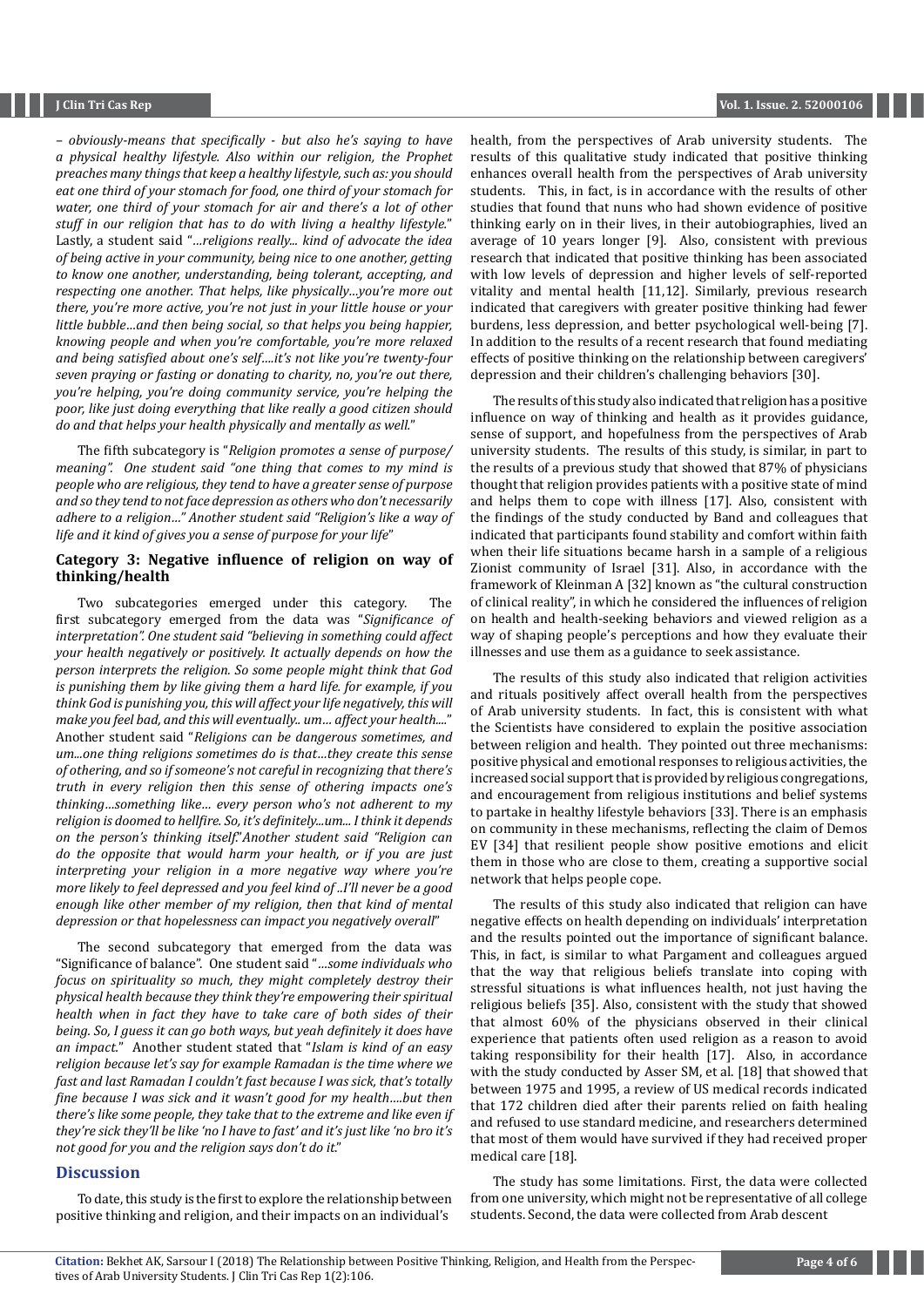– *obviously-means that specifically - but also he's saying to have a physical healthy lifestyle. Also within our religion, the Prophet preaches many things that keep a healthy lifestyle, such as: you should eat one third of your stomach for food, one third of your stomach for water, one third of your stomach for air and there's a lot of other stuff in our religion that has to do with living a healthy lifestyle.*" Lastly, a student said "*…religions really... kind of advocate the idea of being active in your community, being nice to one another, getting to know one another, understanding, being tolerant, accepting, and respecting one another. That helps, like physically…you're more out there, you're more active, you're not just in your little house or your little bubble…and then being social, so that helps you being happier, knowing people and when you're comfortable, you're more relaxed and being satisfied about one's self….it's not like you're twenty-four seven praying or fasting or donating to charity, no, you're out there, you're helping, you're doing community service, you're helping the poor, like just doing everything that like really a good citizen should do and that helps your health physically and mentally as well.*"

The fifth subcategory is "*Religion promotes a sense of purpose/ meaning". One student said "one thing that comes to my mind is people who are religious, they tend to have a greater sense of purpose and so they tend to not face depression as others who don't necessarily adhere to a religion…" Another student said "Religion's like a way of life and it kind of gives you a sense of purpose for your life*"

### Category 3: Negative influence of religion on way of thinking/health

Two subcategories emerged under this category. The first subcategory emerged from the data was "*Significance of interpretation". One student said "believing in something could affect your health negatively or positively. It actually depends on how the person interprets the religion. So some people might think that God is punishing them by like giving them a hard life. for example, if you think God is punishing you, this will affect your life negatively, this will make you feel bad, and this will eventually.. um… affect your health....*" Another student said "*Religions can be dangerous sometimes, and um...one thing religions sometimes do is that…they create this sense of othering, and so if someone's not careful in recognizing that there's truth in every religion then this sense of othering impacts one's thinking…something like… every person who's not adherent to my religion is doomed to hellfire. So, it's definitely...um... I think it depends on the person's thinking itself." Another student said "Religion can do the opposite that would harm your health, or if you are just interpreting your religion in a more negative way where you're more likely to feel depressed and you feel kind of ..I'll never be a good enough like other member of my religion, then that kind of mental depression or that hopelessness can impact you negatively overall*"

The second subcategory that emerged from the data was "Significance of balance". One student said "*…some individuals who focus on spirituality so much, they might completely destroy their physical health because they think they're empowering their spiritual health when in fact they have to take care of both sides of their being. So, I guess it can go both ways, but yeah definitely it does have an impact.*" Another student stated that "*Islam is kind of an easy religion because let's say for example Ramadan is the time where we fast and last Ramadan I couldn't fast because I was sick, that's totally fine because I was sick and it wasn't good for my health….but then there's like some people, they take that to the extreme and like even if they're sick they'll be like 'no I have to fast' and it's just like 'no bro it's not good for you and the religion says don't do it.*"

## Discussion

To date, this study is the first to explore the relationship between positive thinking and religion, and their impacts on an individual's health, from the perspectives of Arab university students. The results of this qualitative study indicated that positive thinking enhances overall health from the perspectives of Arab university students. This, in fact, is in accordance with the results of other studies that found that nuns who had shown evidence of positive thinking early on in their lives, in their autobiographies, lived an average of 10 years longer [9]. Also, consistent with previous research that indicated that positive thinking has been associated with low levels of depression and higher levels of self-reported vitality and mental health [11,12]. Similarly, previous research indicated that caregivers with greater positive thinking had fewer burdens, less depression, and better psychological well-being [7]. In addition to the results of a recent research that found mediating effects of positive thinking on the relationship between caregivers' depression and their children's challenging behaviors [30].

The results of this study also indicated that religion has a positive influence on way of thinking and health as it provides guidance, sense of support, and hopefulness from the perspectives of Arab university students. The results of this study, is similar, in part to the results of a previous study that showed that 87% of physicians thought that religion provides patients with a positive state of mind and helps them to cope with illness [17]. Also, consistent with the findings of the study conducted by Band and colleagues that indicated that participants found stability and comfort within faith when their life situations became harsh in a sample of a religious Zionist community of Israel [31]. Also, in accordance with the framework of Kleinman A [32] known as "the cultural construction of clinical reality", in which he considered the influences of religion on health and health-seeking behaviors and viewed religion as a way of shaping people's perceptions and how they evaluate their illnesses and use them as a guidance to seek assistance.

The results of this study also indicated that religion activities and rituals positively affect overall health from the perspectives of Arab university students. In fact, this is consistent with what the Scientists have considered to explain the positive association between religion and health. They pointed out three mechanisms: positive physical and emotional responses to religious activities, the increased social support that is provided by religious congregations, and encouragement from religious institutions and belief systems to partake in healthy lifestyle behaviors [33]. There is an emphasis on community in these mechanisms, reflecting the claim of Demos EV [34] that resilient people show positive emotions and elicit them in those who are close to them, creating a supportive social network that helps people cope.

The results of this study also indicated that religion can have negative effects on health depending on individuals' interpretation and the results pointed out the importance of significant balance. This, in fact, is similar to what Pargament and colleagues argued that the way that religious beliefs translate into coping with stressful situations is what influences health, not just having the religious beliefs [35]. Also, consistent with the study that showed that almost 60% of the physicians observed in their clinical experience that patients often used religion as a reason to avoid taking responsibility for their health [17]. Also, in accordance with the study conducted by Asser SM, et al. [18] that showed that between 1975 and 1995, a review of US medical records indicated that 172 children died after their parents relied on faith healing and refused to use standard medicine, and researchers determined that most of them would have survived if they had received proper medical care [18].

The study has some limitations. First, the data were collected from one university, which might not be representative of all college students. Second, the data were collected from Arab descent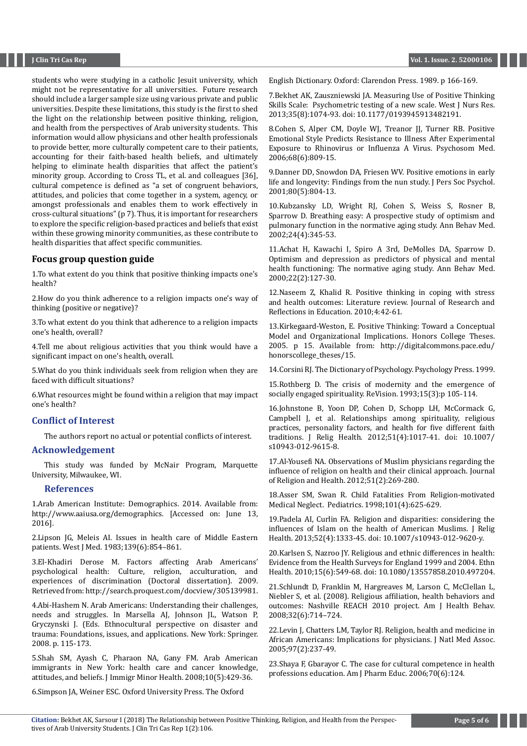students who were studying in a catholic Jesuit university, which might not be representative for all universities. Future research should include a larger sample size using various private and public universities. Despite these limitations, this study is the first to shed the light on the relationship between positive thinking, religion, and health from the perspectives of Arab university students. This information would allow physicians and other health professionals to provide better, more culturally competent care to their patients, accounting for their faith-based health beliefs, and ultimately helping to eliminate health disparities that affect the patient's minority group. According to Cross TL, et al. and colleagues [36], cultural competence is defined as "a set of congruent behaviors, attitudes, and policies that come together in a system, agency, or amongst professionals and enables them to work effectively in cross-cultural situations" (p 7). Thus, it is important for researchers to explore the specific religion-based practices and beliefs that exist within these growing minority communities, as these contribute to health disparities that affect specific communities.

## Focus group question guide

1.To what extent do you think that positive thinking impacts one's health?

2.How do you think adherence to a religion impacts one's way of thinking (positive or negative)?

3.To what extent do you think that adherence to a religion impacts one's health, overall?

4.Tell me about religious activities that you think would have a significant impact on one's health, overall.

5.What do you think individuals seek from religion when they are faced with difficult situations?

6.What resources might be found within a religion that may impact one's health?

## Conflict of Interest

The authors report no actual or potential conflicts of interest.

## Acknowledgement

This study was funded by McNair Program, Marquette University, Milwaukee, WI.

## References

1.Arab American Institute: Demographics. 2014. Available from: http://www.aaiusa.org/demographics. [Accessed on: June 13, 2016].

2.Lipson JG, Meleis AI. Issues in health care of Middle Eastern patients. West J Med. 1983;139(6):854–861.

3.El-Khadiri Derose M. Factors affecting Arab Americans' psychological health: Culture, religion, acculturation, and experiences of discrimination (Doctoral dissertation). 2009. Retrieved from: http://search.proquest.com/docview/305139981.

4.Abi-Hashem N. Arab Americans: Understanding their challenges, needs and struggles. In Marsella AJ, Johnson JL, Watson P, Gryczynski J. (Eds. Ethnocultural perspective on disaster and trauma: Foundations, issues, and applications. New York: Springer. 2008. p. 115-173.

5.Shah SM, Ayash C, Pharaon NA, Gany FM. Arab American immigrants in New York: health care and cancer knowledge, attitudes, and beliefs. J Immigr Minor Health. 2008;10(5):429-36.

6.Simpson JA, Weiner ESC. Oxford University Press. The Oxford English Dictionary. Oxford: Clarendon Press. 1989. p 166-169.

7.Bekhet AK, Zauszniewski JA. Measuring Use of Positive Thinking Skills Scale: Psychometric testing of a new scale. West J Nurs Res. 2013;35(8):1074-93. doi: 10.1177/0193945913482191.

8.Cohen S, Alper CM, Doyle WJ, Treanor JJ, Turner RB. Positive Emotional Style Predicts Resistance to Illness After Experimental Exposure to Rhinovirus or Influenza A Virus. Psychosom Med. 2006;68(6):809-15.

9.Danner DD, Snowdon DA, Friesen WV. Positive emotions in early life and longevity: Findings from the nun study. J Pers Soc Psychol. 2001;80(5):804-13.

10.Kubzansky LD, Wright RJ, Cohen S, Weiss S, Rosner B, Sparrow D. Breathing easy: A prospective study of optimism and pulmonary function in the normative aging study. Ann Behav Med. 2002;24(4):345-53.

11.Achat H, Kawachi I, Spiro A 3rd, DeMolles DA, Sparrow D. Optimism and depression as predictors of physical and mental health functioning: The normative aging study. Ann Behav Med. 2000;22(2):127-30.

12.Naseem Z, Khalid R. Positive thinking in coping with stress and health outcomes: Literature review. Journal of Research and Reflections in Education. 2010;4:42-61.

13.Kirkegaard-Weston, E. Positive Thinking: Toward a Conceptual Model and Organizational Implications. Honors College Theses. 2005. p 15. Available from: http://digitalcommons.pace.edu/honorscollege_theses/15.

14.Corsini RJ. The Dictionary of Psychology. Psychology Press. 1999.

15.Rothberg D. The crisis of modernity and the emergence of socially engaged spirituality. ReVision. 1993;15(3):p 105-114.

16.Johnstone B, Yoon DP, Cohen D, Schopp LH, McCormack G, Campbell J, et al. Relationships among spirituality, religious practices, personality factors, and health for five different faith traditions. J Relig Health. 2012;51(4):1017-41. doi: 10.1007/s10943-012-9615-8.

17.Al-Yousefi NA. Observations of Muslim physicians regarding the influence of religion on health and their clinical approach. Journal of Religion and Health. 2012;51(2):269-280.

18.Asser SM, Swan R. Child Fatalities From Religion-motivated Medical Neglect. Pediatrics. 1998;101(4):625-629.

19.Padela AI, Curlin FA. Religion and disparities: considering the influences of Islam on the health of American Muslims. J Relig Health. 2013;52(4):1333-45. doi: 10.1007/s10943-012-9620-y.

20.Karlsen S, Nazroo JY. Religious and ethnic differences in health: Evidence from the Health Surveys for England 1999 and 2004. Ethn Health. 2010;15(6):549-68. doi: 10.1080/13557858.2010.497204.

21.Schlundt D, Franklin M, Hargreaves M, Larson C, McClellan L, Niebler S, et al. (2008). Religious affiliation, health behaviors and outcomes: Nashville REACH 2010 project. Am J Health Behav. 2008;32(6):714–724.

22.Levin J, Chatters LM, Taylor RJ. Religion, health and medicine in African Americans: Implications for physicians. J Natl Med Assoc. 2005;97(2):237-49.

23.Shaya F, Gbarayor C. The case for cultural competence in health professions education. Am J Pharm Educ. 2006;70(6):124.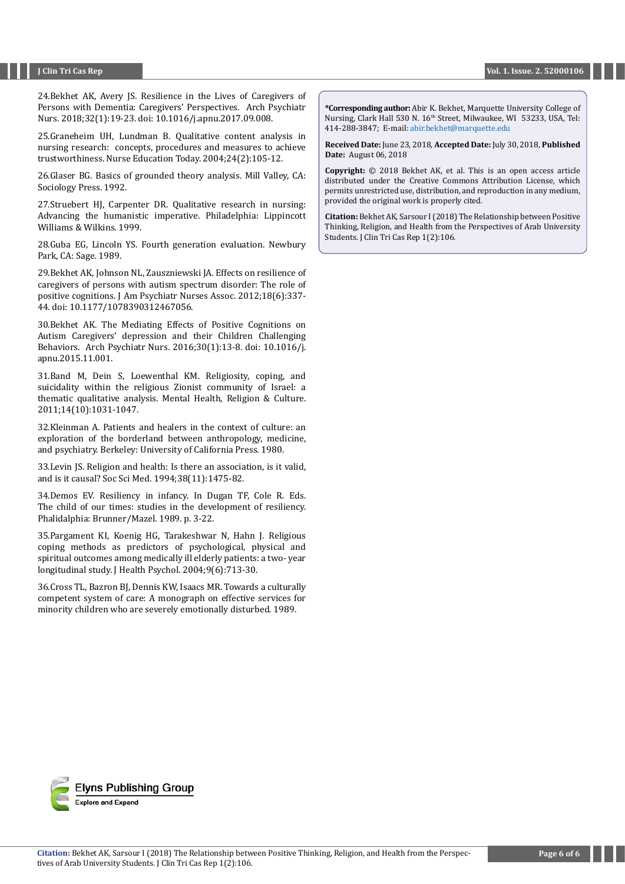24.Bekhet AK, Avery JS. Resilience in the Lives of Caregivers of Persons with Dementia: Caregivers' Perspectives. Arch Psychiatr Nurs. 2018;32(1):19-23. doi: 10.1016/j.apnu.2017.09.008.

25.Graneheim UH, Lundman B. Qualitative content analysis in nursing research: concepts, procedures and measures to achieve trustworthiness. Nurse Education Today. 2004;24(2):105-12.

26.Glaser BG. Basics of grounded theory analysis. Mill Valley, CA: Sociology Press. 1992.

27.Struebert HJ, Carpenter DR. Qualitative research in nursing: Advancing the humanistic imperative. Philadelphia: Lippincott Williams & Wilkins. 1999.

28.Guba EG, Lincoln YS. Fourth generation evaluation. Newbury Park, CA: Sage. 1989.

29.Bekhet AK, Johnson NL, Zauszniewski JA. Effects on resilience of caregivers of persons with autism spectrum disorder: The role of positive cognitions. J Am Psychiatr Nurses Assoc. 2012;18(6):337-44. doi: 10.1177/1078390312467056.

30.Bekhet AK. The Mediating Effects of Positive Cognitions on Autism Caregivers' depression and their Children Challenging Behaviors. Arch Psychiatr Nurs. 2016;30(1):13-8. doi: 10.1016/j.apnu.2015.11.001.

31.Band M, Dein S, Loewenthal KM. Religiosity, coping, and suicidality within the religious Zionist community of Israel: a thematic qualitative analysis. Mental Health, Religion & Culture. 2011;14(10):1031-1047.

32.Kleinman A. Patients and healers in the context of culture: an exploration of the borderland between anthropology, medicine, and psychiatry. Berkeley: University of California Press. 1980.

33.Levin JS. Religion and health: Is there an association, is it valid, and is it causal? Soc Sci Med. 1994;38(11):1475-82.

34.Demos EV. Resiliency in infancy. In Dugan TF, Cole R. Eds. The child of our times: studies in the development of resiliency. Phalidalphia: Brunner/Mazel. 1989. p. 3-22.

35.Pargament KI, Koenig HG, Tarakeshwar N, Hahn J. Religious coping methods as predictors of psychological, physical and spiritual outcomes among medically ill elderly patients: a two- year longitudinal study. J Health Psychol. 2004;9(6):713-30.

36.Cross TL, Bazron BJ, Dennis KW, Isaacs MR. Towards a culturally competent system of care: A monograph on effective services for minority children who are severely emotionally disturbed. 1989.

**\*Corresponding author:** Abir K. Bekhet, Marquette University College of Nursing, Clark Hall 530 N. 16th Street, Milwaukee, WI 53233, USA, Tel: 414-288-3847; E-mail: abir.bekhet@marquette.edu

**Received Date:** June 23, 2018, **Accepted Date:** July 30, 2018, **Published Date:** August 06, 2018

**Copyright:** © 2018 Bekhet AK, et al. This is an open access article distributed under the Creative Commons Attribution License, which permits unrestricted use, distribution, and reproduction in any medium, provided the original work is properly cited.

**Citation:** Bekhet AK, Sarsour I (2018) The Relationship between Positive Thinking, Religion, and Health from the Perspectives of Arab University Students. J Clin Tri Cas Rep 1(2):106.

Elyns Publishing Group
Explore and Expand